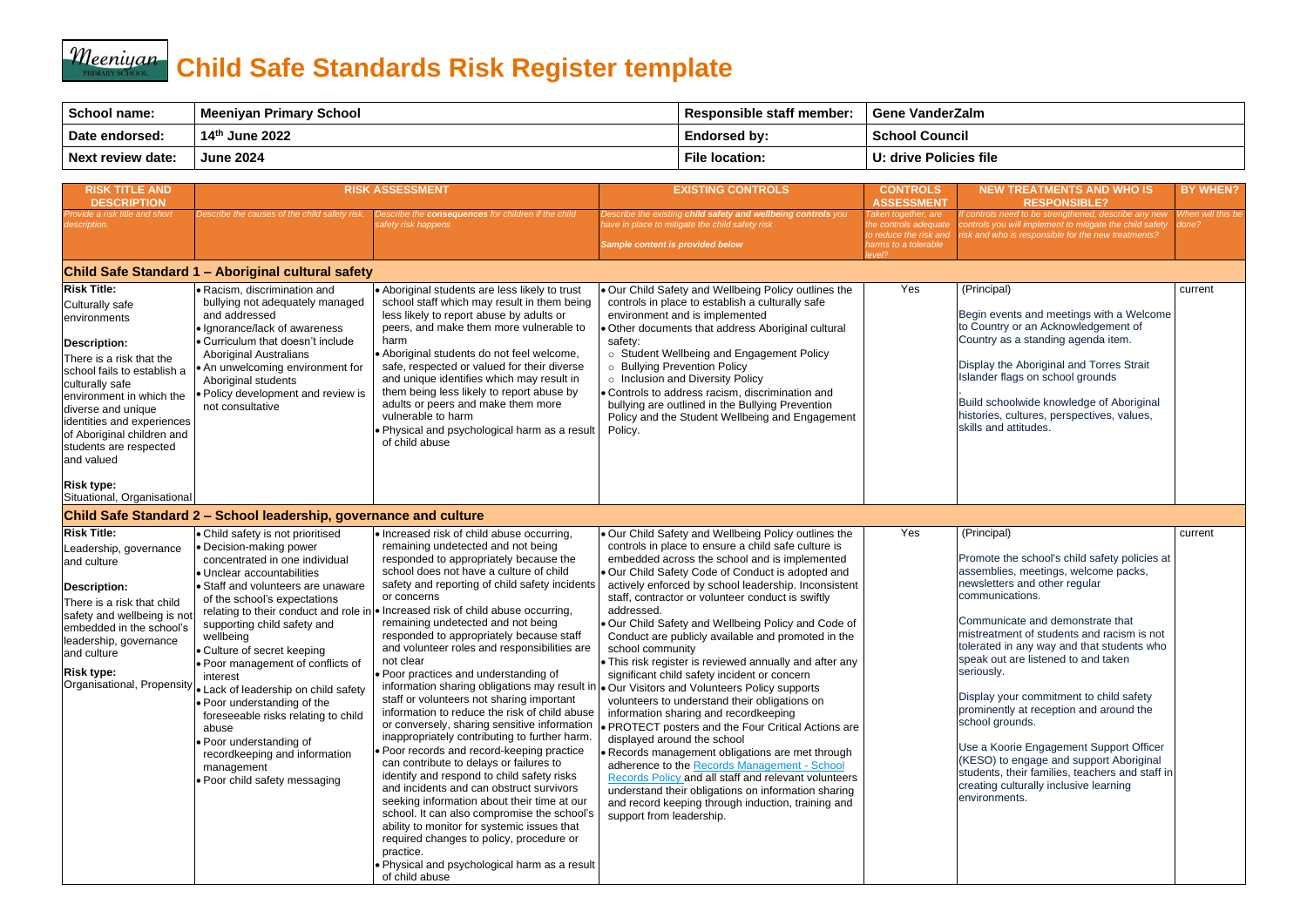# Child Safe Standards Risk Register template

| School name: | Meeniyan Primary School | Responsible staff member: | Gene VanderZalm |
|---|---|---|---|
| Date endorsed: | 14th June 2022 | Endorsed by: | School Council |
| Next review date: | June 2024 | File location: | U: drive Policies file |

| RISK TITLE AND DESCRIPTION | RISK ASSESSMENT | | EXISTING CONTROLS | CONTROLS ASSESSMENT | NEW TREATMENTS AND WHO IS RESPONSIBLE? | BY WHEN? |
|---|---|---|---|---|---|---|
| *Provide a risk title and short description.* | *Describe the causes of the child safety risk.* | *Describe the **consequences** for children if the child safety risk happens* | *Describe the existing **child safety and wellbeing controls** you have in place to mitigate the child safety risk*<br><br>***Sample content is provided below*** | *Taken together, are the controls adequate to reduce the risk and harms to a tolerable level?* | *If controls need to be strengthened, describe any new controls you will implement to mitigate the child safety risk and who is responsible for the new treatments?* | *When will this be done?* |
| **Child Safe Standard 1 – Aboriginal cultural safety** | | | | | | |
| **Risk Title:**<br>Culturally safe environments<br><br>**Description:**<br>There is a risk that the school fails to establish a culturally safe environment in which the diverse and unique identities and experiences of Aboriginal children and students are respected and valued<br><br>**Risk type:**<br>Situational, Organisational | • Racism, discrimination and bullying not adequately managed and addressed<br>• Ignorance/lack of awareness<br>• Curriculum that doesn't include Aboriginal Australians<br>• An unwelcoming environment for Aboriginal students<br>• Policy development and review is not consultative | • Aboriginal students are less likely to trust school staff which may result in them being less likely to report abuse by adults or peers, and make them more vulnerable to harm<br>• Aboriginal students do not feel welcome, safe, respected or valued for their diverse and unique identifies which may result in them being less likely to report abuse by adults or peers and make them more vulnerable to harm<br>• Physical and psychological harm as a result of child abuse | • Our Child Safety and Wellbeing Policy outlines the controls in place to establish a culturally safe environment and is implemented<br>• Other documents that address Aboriginal cultural safety:<br>  ○ Student Wellbeing and Engagement Policy<br>  ○ Bullying Prevention Policy<br>  ○ Inclusion and Diversity Policy<br>• Controls to address racism, discrimination and bullying are outlined in the Bullying Prevention Policy and the Student Wellbeing and Engagement Policy. | Yes | (Principal)<br><br>Begin events and meetings with a Welcome to Country or an Acknowledgement of Country as a standing agenda item.<br><br>Display the Aboriginal and Torres Strait Islander flags on school grounds<br>.<br>Build schoolwide knowledge of Aboriginal histories, cultures, perspectives, values, skills and attitudes. | current |
| **Child Safe Standard 2 – School leadership, governance and culture** | | | | | | |
| **Risk Title:**<br>Leadership, governance and culture<br><br>**Description:**<br>There is a risk that child safety and wellbeing is not embedded in the school's leadership, governance and culture<br><br>**Risk type:**<br>Organisational, Propensity | • Child safety is not prioritised<br>• Decision-making power concentrated in one individual<br>• Unclear accountabilities<br>• Staff and volunteers are unaware of the school's expectations relating to their conduct and role in supporting child safety and wellbeing<br>• Culture of secret keeping<br>• Poor management of conflicts of interest<br>• Lack of leadership on child safety<br>• Poor understanding of the foreseeable risks relating to child abuse<br>• Poor understanding of recordkeeping and information management<br>• Poor child safety messaging | • Increased risk of child abuse occurring, remaining undetected and not being responded to appropriately because the school does not have a culture of child safety and reporting of child safety incidents or concerns<br>• Increased risk of child abuse occurring, remaining undetected and not being responded to appropriately because staff and volunteer roles and responsibilities are not clear<br>• Poor practices and understanding of information sharing obligations may result in staff or volunteers not sharing important information to reduce the risk of child abuse or conversely, sharing sensitive information inappropriately contributing to further harm.<br>• Poor records and record-keeping practice can contribute to delays or failures to identify and respond to child safety risks and incidents and can obstruct survivors seeking information about their time at our school. It can also compromise the school's ability to monitor for systemic issues that required changes to policy, procedure or practice.<br>• Physical and psychological harm as a result of child abuse | • Our Child Safety and Wellbeing Policy outlines the controls in place to ensure a child safe culture is embedded across the school and is implemented<br>• Our Child Safety Code of Conduct is adopted and actively enforced by school leadership. Inconsistent staff, contractor or volunteer conduct is swiftly addressed.<br>• Our Child Safety and Wellbeing Policy and Code of Conduct are publicly available and promoted in the school community<br>• This risk register is reviewed annually and after any significant child safety incident or concern<br>• Our Visitors and Volunteers Policy supports volunteers to understand their obligations on information sharing and recordkeeping<br>• PROTECT posters and the Four Critical Actions are displayed around the school<br>• Records management obligations are met through adherence to the Records Management - School Records Policy and all staff and relevant volunteers understand their obligations on information sharing and record keeping through induction, training and support from leadership. | Yes | (Principal)<br><br>Promote the school's child safety policies at assemblies, meetings, welcome packs, newsletters and other regular communications.<br><br>Communicate and demonstrate that mistreatment of students and racism is not tolerated in any way and that students who speak out are listened to and taken seriously.<br><br>Display your commitment to child safety prominently at reception and around the school grounds.<br><br>Use a Koorie Engagement Support Officer (KESO) to engage and support Aboriginal students, their families, teachers and staff in creating culturally inclusive learning environments. | current |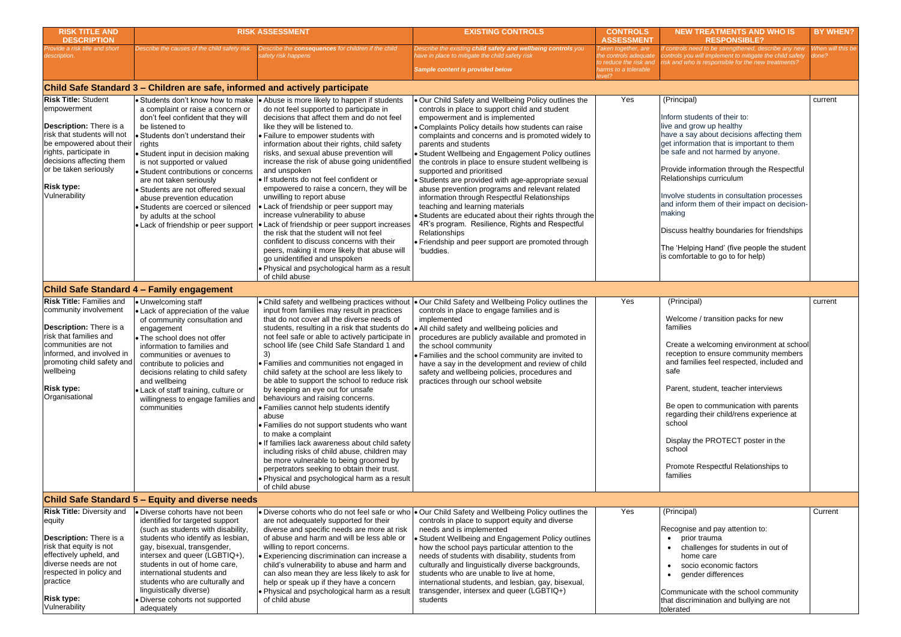| RISK TITLE AND DESCRIPTION | RISK ASSESSMENT | | EXISTING CONTROLS | CONTROLS ASSESSMENT | NEW TREATMENTS AND WHO IS RESPONSIBLE? | BY WHEN? |
|---|---|---|---|---|---|---|
| *Provide a risk title and short description.* | *Describe the causes of the child safety risk.* | *Describe the **consequences** for children if the child safety risk happens* | *Describe the existing **child safety and wellbeing controls** you have in place to mitigate the child safety risk*<br><br>***Sample content is provided below*** | *Taken together, are the controls adequate to reduce the risk and harms to a tolerable level?* | *If controls need to be strengthened, describe any new controls you will implement to mitigate the child safety risk and who is responsible for the new treatments?* | *When will this be done?* |
| **Child Safe Standard 3 – Children are safe, informed and actively participate** | | | | | | |
| **Risk Title:** Student empowerment<br><br>**Description:** There is a risk that students will not be empowered about their rights, participate in decisions affecting them or be taken seriously<br><br>**Risk type:** Vulnerability | • Students don't know how to make a complaint or raise a concern or don't feel confident that they will be listened to<br>• Students don't understand their rights<br>• Student input in decision making is not supported or valued<br>• Student contributions or concerns are not taken seriously<br>• Students are not offered sexual abuse prevention education<br>• Students are coerced or silenced by adults at the school<br>• Lack of friendship or peer support | • Abuse is more likely to happen if students do not feel supported to participate in decisions that affect them and do not feel like they will be listened to.<br>• Failure to empower students with information about their rights, child safety risks, and sexual abuse prevention will increase the risk of abuse going unidentified and unspoken<br>• If students do not feel confident or empowered to raise a concern, they will be unwilling to report abuse<br>• Lack of friendship or peer support may increase vulnerability to abuse<br>• Lack of friendship or peer support increases the risk that the student will not feel confident to discuss concerns with their peers, making it more likely that abuse will go unidentified and unspoken<br>• Physical and psychological harm as a result of child abuse | • Our Child Safety and Wellbeing Policy outlines the controls in place to support child and student empowerment and is implemented<br>• Complaints Policy details how students can raise complaints and concerns and is promoted widely to parents and students<br>• Student Wellbeing and Engagement Policy outlines the controls in place to ensure student wellbeing is supported and prioritised<br>• Students are provided with age-appropriate sexual abuse prevention programs and relevant related information through Respectful Relationships teaching and learning materials<br>• Students are educated about their rights through the 4R's program. Resilience, Rights and Respectful Relationships<br>• Friendship and peer support are promoted through 'buddies. | Yes | (Principal)<br><br>Inform students of their to:<br>live and grow up healthy<br>have a say about decisions affecting them<br>get information that is important to them<br>be safe and not harmed by anyone.<br><br>Provide information through the Respectful Relationships curriculum<br><br>Involve students in consultation processes and inform them of their impact on decision-making<br><br>Discuss healthy boundaries for friendships<br><br>The 'Helping Hand' (five people the student is comfortable to go to for help) | current |
| **Child Safe Standard 4 – Family engagement** | | | | | | |
| **Risk Title:** Families and community involvement<br><br>**Description:** There is a risk that families and communities are not informed, and involved in promoting child safety and wellbeing<br><br>**Risk type:** Organisational | • Unwelcoming staff<br>• Lack of appreciation of the value of community consultation and engagement<br>• The school does not offer information to families and communities or avenues to contribute to policies and decisions relating to child safety and wellbeing<br>• Lack of staff training, culture or willingness to engage families and communities | • Child safety and wellbeing practices without input from families may result in practices that do not cover all the diverse needs of students, resulting in a risk that students do not feel safe or able to actively participate in school life (see Child Safe Standard 1 and 3)<br>• Families and communities not engaged in child safety at the school are less likely to be able to support the school to reduce risk by keeping an eye out for unsafe behaviours and raising concerns.<br>• Families cannot help students identify abuse<br>• Families do not support students who want to make a complaint<br>• If families lack awareness about child safety including risks of child abuse, children may be more vulnerable to being groomed by perpetrators seeking to obtain their trust.<br>• Physical and psychological harm as a result of child abuse | • Our Child Safety and Wellbeing Policy outlines the controls in place to engage families and is implemented<br>• All child safety and wellbeing policies and procedures are publicly available and promoted in the school community<br>• Families and the school community are invited to have a say in the development and review of child safety and wellbeing policies, procedures and practices through our school website | Yes | (Principal)<br><br>Welcome / transition packs for new families<br><br>Create a welcoming environment at school reception to ensure community members and families feel respected, included and safe<br><br>Parent, student, teacher interviews<br><br>Be open to communication with parents regarding their child/rens experience at school<br><br>Display the PROTECT poster in the school<br><br>Promote Respectful Relationships to families | current |
| **Child Safe Standard 5 – Equity and diverse needs** | | | | | | |
| **Risk Title:** Diversity and equity<br><br>**Description:** There is a risk that equity is not effectively upheld, and diverse needs are not respected in policy and practice<br><br>**Risk type:** Vulnerability | • Diverse cohorts have not been identified for targeted support (such as students with disability, students who identify as lesbian, gay, bisexual, transgender, intersex and queer (LGBTIQ+), students in out of home care, international students and students who are culturally and linguistically diverse)<br>• Diverse cohorts not supported adequately | • Diverse cohorts who do not feel safe or who are not adequately supported for their diverse and specific needs are more at risk of abuse and harm and will be less able or willing to report concerns.<br>• Experiencing discrimination can increase a child's vulnerability to abuse and harm and can also mean they are less likely to ask for help or speak up if they have a concern<br>• Physical and psychological harm as a result of child abuse | • Our Child Safety and Wellbeing Policy outlines the controls in place to support equity and diverse needs and is implemented<br>• Student Wellbeing and Engagement Policy outlines how the school pays particular attention to the needs of students with disability, students from culturally and linguistically diverse backgrounds, students who are unable to live at home, international students, and lesbian, gay, bisexual, transgender, intersex and queer (LGBTIQ+) students | Yes | (Principal)<br><br>Recognise and pay attention to:<br>• prior trauma<br>• challenges for students in out of home care<br>• socio economic factors<br>• gender differences<br><br>Communicate with the school community that discrimination and bullying are not tolerated | Current |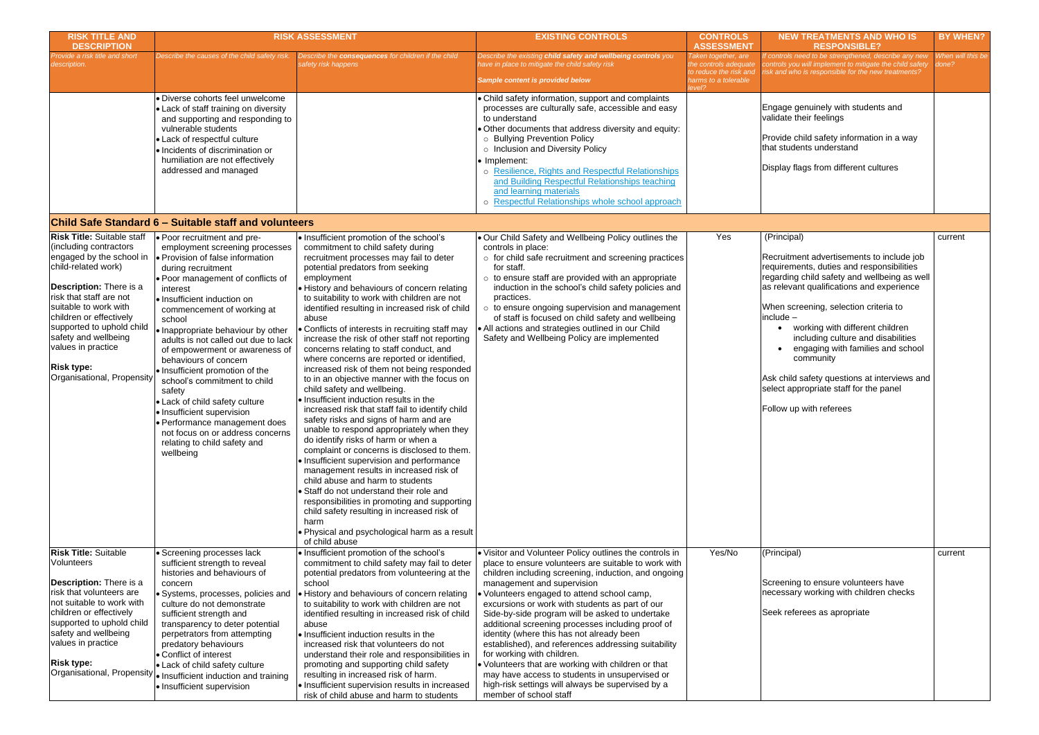| RISK TITLE AND DESCRIPTION | RISK ASSESSMENT | | EXISTING CONTROLS | CONTROLS ASSESSMENT | NEW TREATMENTS AND WHO IS RESPONSIBLE? | BY WHEN? |
|---|---|---|---|---|---|---|
| *Provide a risk title and short description.* | *Describe the causes of the child safety risk.* | *Describe the **consequences** for children if the child safety risk happens* | *Describe the existing **child safety and wellbeing controls** you have in place to mitigate the child safety risk*<br><br>***Sample content is provided below*** | *Taken together, are the controls adequate to reduce the risk and harms to a tolerable level?* | *If controls need to be strengthened, describe any new controls you will implement to mitigate the child safety risk and who is responsible for the new treatments?* | *When will this be done?* |
| | • Diverse cohorts feel unwelcome<br>• Lack of staff training on diversity and supporting and responding to vulnerable students<br>• Lack of respectful culture<br>• Incidents of discrimination or humiliation are not effectively addressed and managed | | • Child safety information, support and complaints processes are culturally safe, accessible and easy to understand<br>• Other documents that address diversity and equity:<br>○ Bullying Prevention Policy<br>○ Inclusion and Diversity Policy<br>• Implement:<br>○ Resilience, Rights and Respectful Relationships and Building Respectful Relationships teaching and learning materials<br>○ Respectful Relationships whole school approach | | Engage genuinely with students and validate their feelings<br><br>Provide child safety information in a way that students understand<br><br>Display flags from different cultures | |
| **Child Safe Standard 6 – Suitable staff and volunteers** | | | | | | |
| **Risk Title:** Suitable staff (including contractors engaged by the school in child-related work)<br><br>**Description:** There is a risk that staff are not suitable to work with children or effectively supported to uphold child safety and wellbeing values in practice<br><br>**Risk type:** Organisational, Propensity | • Poor recruitment and pre-employment screening processes<br>• Provision of false information during recruitment<br>• Poor management of conflicts of interest<br>• Insufficient induction on commencement of working at school<br>• Inappropriate behaviour by other adults is not called out due to lack of empowerment or awareness of behaviours of concern<br>• Insufficient promotion of the school's commitment to child safety<br>• Lack of child safety culture<br>• Insufficient supervision<br>• Performance management does not focus on or address concerns relating to child safety and wellbeing | • Insufficient promotion of the school's commitment to child safety during recruitment processes may fail to deter potential predators from seeking employment<br>• History and behaviours of concern relating to suitability to work with children are not identified resulting in increased risk of child abuse<br>• Conflicts of interests in recruiting staff may increase the risk of other staff not reporting concerns relating to staff conduct, and where concerns are reported or identified, increased risk of them not being responded to in an objective manner with the focus on child safety and wellbeing.<br>• Insufficient induction results in the increased risk that staff fail to identify child safety risks and signs of harm and are unable to respond appropriately when they do identify risks of harm or when a complaint or concerns is disclosed to them.<br>• Insufficient supervision and performance management results in increased risk of child abuse and harm to students<br>• Staff do not understand their role and responsibilities in promoting and supporting child safety resulting in increased risk of harm<br>• Physical and psychological harm as a result of child abuse | • Our Child Safety and Wellbeing Policy outlines the controls in place:<br>○ for child safe recruitment and screening practices for staff.<br>○ to ensure staff are provided with an appropriate induction in the school's child safety policies and practices.<br>○ to ensure ongoing supervision and management of staff is focused on child safety and wellbeing<br>• All actions and strategies outlined in our Child Safety and Wellbeing Policy are implemented | Yes | (Principal)<br><br>Recruitment advertisements to include job requirements, duties and responsibilities regarding child safety and wellbeing as well as relevant qualifications and experience<br><br>When screening, selection criteria to include –<br>• working with different children including culture and disabilities<br>• engaging with families and school community<br><br>Ask child safety questions at interviews and select appropriate staff for the panel<br><br>Follow up with referees | current |
| **Risk Title:** Suitable Volunteers<br><br>**Description:** There is a risk that volunteers are not suitable to work with children or effectively supported to uphold child safety and wellbeing values in practice<br><br>**Risk type:** Organisational, Propensity | • Screening processes lack sufficient strength to reveal histories and behaviours of concern<br>• Systems, processes, policies and culture do not demonstrate sufficient strength and transparency to deter potential perpetrators from attempting predatory behaviours<br>• Conflict of interest<br>• Lack of child safety culture<br>• Insufficient induction and training<br>• Insufficient supervision | • Insufficient promotion of the school's commitment to child safety may fail to deter potential predators from volunteering at the school<br>• History and behaviours of concern relating to suitability to work with children are not identified resulting in increased risk of child abuse<br>• Insufficient induction results in the increased risk that volunteers do not understand their role and responsibilities in promoting and supporting child safety resulting in increased risk of harm.<br>• Insufficient supervision results in increased risk of child abuse and harm to students | • Visitor and Volunteer Policy outlines the controls in place to ensure volunteers are suitable to work with children including screening, induction, and ongoing management and supervision<br>• Volunteers engaged to attend school camp, excursions or work with students as part of our Side-by-side program will be asked to undertake additional screening processes including proof of identity (where this has not already been established), and references addressing suitability for working with children.<br>• Volunteers that are working with children or that may have access to students in unsupervised or high-risk settings will always be supervised by a member of school staff | Yes/No | (Principal)<br><br>Screening to ensure volunteers have necessary working with children checks<br><br>Seek referees as apropriate | current |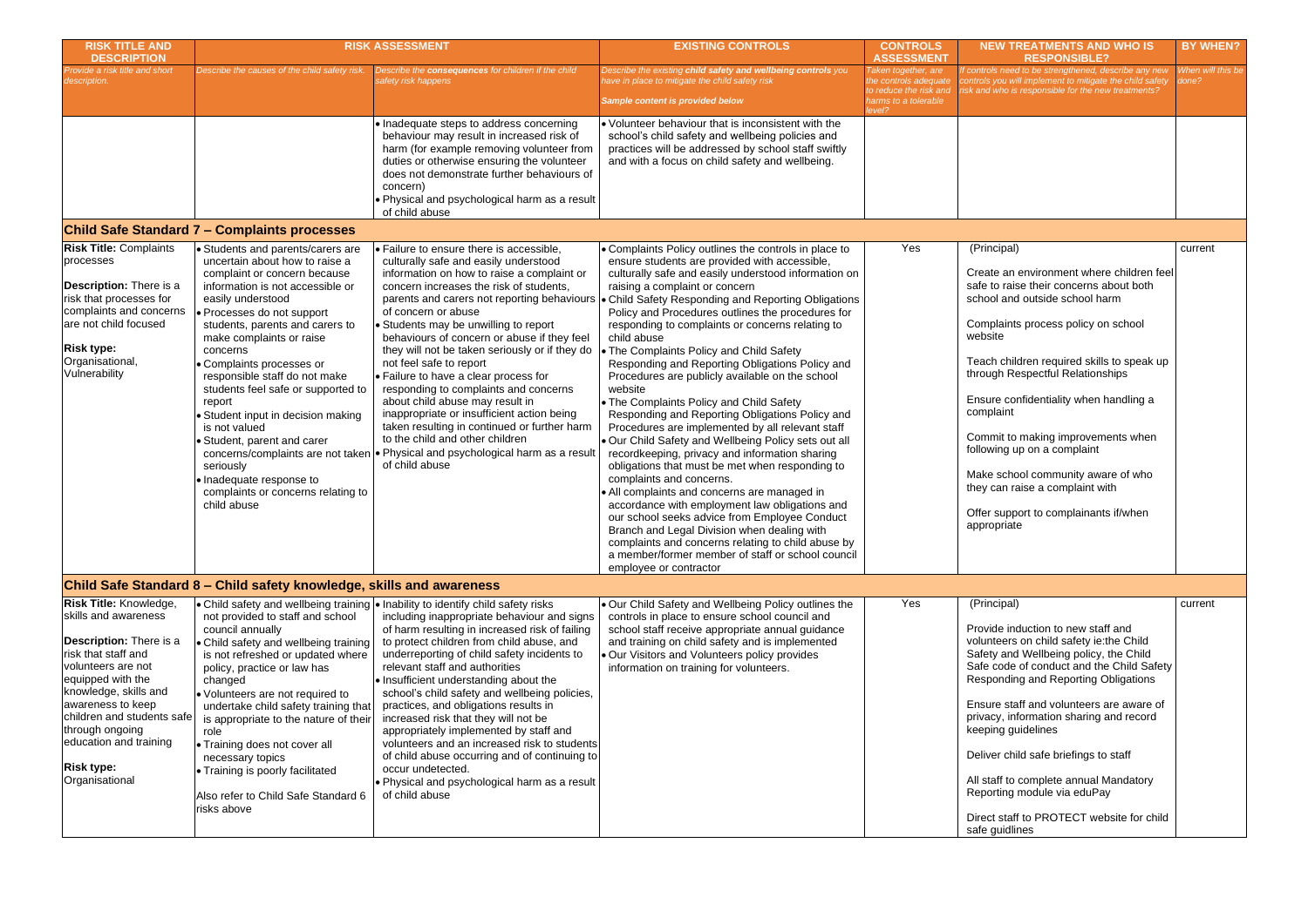| RISK TITLE AND DESCRIPTION | RISK ASSESSMENT | | EXISTING CONTROLS | CONTROLS ASSESSMENT | NEW TREATMENTS AND WHO IS RESPONSIBLE? | BY WHEN? |
|---|---|---|---|---|---|---|
| *Provide a risk title and short description.* | *Describe the causes of the child safety risk.* | *Describe the **consequences** for children if the child safety risk happens* | *Describe the existing **child safety and wellbeing controls** you have in place to mitigate the child safety risk*<br><br>***Sample content is provided below*** | *Taken together, are the controls adequate to reduce the risk and harms to a tolerable level?* | *If controls need to be strengthened, describe any new controls you will implement to mitigate the child safety risk and who is responsible for the new treatments?* | *When will this be done?* |
| | | • Inadequate steps to address concerning behaviour may result in increased risk of harm (for example removing volunteer from duties or otherwise ensuring the volunteer does not demonstrate further behaviours of concern)<br>• Physical and psychological harm as a result of child abuse | • Volunteer behaviour that is inconsistent with the school's child safety and wellbeing policies and practices will be addressed by school staff swiftly and with a focus on child safety and wellbeing. | | | |
| **Child Safe Standard 7 – Complaints processes** | | | | | | |
| **Risk Title:** Complaints processes<br><br>**Description:** There is a risk that processes for complaints and concerns are not child focused<br><br>**Risk type:** Organisational, Vulnerability | • Students and parents/carers are uncertain about how to raise a complaint or concern because information is not accessible or easily understood<br>• Processes do not support students, parents and carers to make complaints or raise concerns<br>• Complaints processes or responsible staff do not make students feel safe or supported to report<br>• Student input in decision making is not valued<br>• Student, parent and carer concerns/complaints are not taken seriously<br>• Inadequate response to complaints or concerns relating to child abuse | • Failure to ensure there is accessible, culturally safe and easily understood information on how to raise a complaint or concern increases the risk of students, parents and carers not reporting behaviours of concern or abuse<br>• Students may be unwilling to report behaviours of concern or abuse if they feel they will not be taken seriously or if they do not feel safe to report<br>• Failure to have a clear process for responding to complaints and concerns about child abuse may result in inappropriate or insufficient action being taken resulting in continued or further harm to the child and other children<br>• Physical and psychological harm as a result of child abuse | • Complaints Policy outlines the controls in place to ensure students are provided with accessible, culturally safe and easily understood information on raising a complaint or concern<br>• Child Safety Responding and Reporting Obligations Policy and Procedures outlines the procedures for responding to complaints or concerns relating to child abuse<br>• The Complaints Policy and Child Safety Responding and Reporting Obligations Policy and Procedures are publicly available on the school website<br>• The Complaints Policy and Child Safety Responding and Reporting Obligations Policy and Procedures are implemented by all relevant staff<br>• Our Child Safety and Wellbeing Policy sets out all recordkeeping, privacy and information sharing obligations that must be met when responding to complaints and concerns.<br>• All complaints and concerns are managed in accordance with employment law obligations and our school seeks advice from Employee Conduct Branch and Legal Division when dealing with complaints and concerns relating to child abuse by a member/former member of staff or school council employee or contractor | Yes | (Principal)<br><br>Create an environment where children feel safe to raise their concerns about both school and outside school harm<br><br>Complaints process policy on school website<br><br>Teach children required skills to speak up through Respectful Relationships<br><br>Ensure confidentiality when handling a complaint<br><br>Commit to making improvements when following up on a complaint<br><br>Make school community aware of who they can raise a complaint with<br><br>Offer support to complainants if/when appropriate | current |
| **Child Safe Standard 8 – Child safety knowledge, skills and awareness** | | | | | | |
| **Risk Title:** Knowledge, skills and awareness<br><br>**Description:** There is a risk that staff and volunteers are not equipped with the knowledge, skills and awareness to keep children and students safe through ongoing education and training<br><br>**Risk type:** Organisational | • Child safety and wellbeing training not provided to staff and school council annually<br>• Child safety and wellbeing training is not refreshed or updated where policy, practice or law has changed<br>• Volunteers are not required to undertake child safety training that is appropriate to the nature of their role<br>• Training does not cover all necessary topics<br>• Training is poorly facilitated<br><br>Also refer to Child Safe Standard 6 risks above | • Inability to identify child safety risks including inappropriate behaviour and signs of harm resulting in increased risk of failing to protect children from child abuse, and underreporting of child safety incidents to relevant staff and authorities<br>• Insufficient understanding about the school's child safety and wellbeing policies, practices, and obligations results in increased risk that they will not be appropriately implemented by staff and volunteers and an increased risk to students of child abuse occurring and of continuing to occur undetected.<br>• Physical and psychological harm as a result of child abuse | • Our Child Safety and Wellbeing Policy outlines the controls in place to ensure school council and school staff receive appropriate annual guidance and training on child safety and is implemented<br>• Our Visitors and Volunteers policy provides information on training for volunteers. | Yes | (Principal)<br><br>Provide induction to new staff and volunteers on child safety ie:the Child Safety and Wellbeing policy, the Child Safe code of conduct and the Child Safety Responding and Reporting Obligations<br><br>Ensure staff and volunteers are aware of privacy, information sharing and record keeping guidelines<br><br>Deliver child safe briefings to staff<br><br>All staff to complete annual Mandatory Reporting module via eduPay<br><br>Direct staff to PROTECT website for child safe guidlines | current |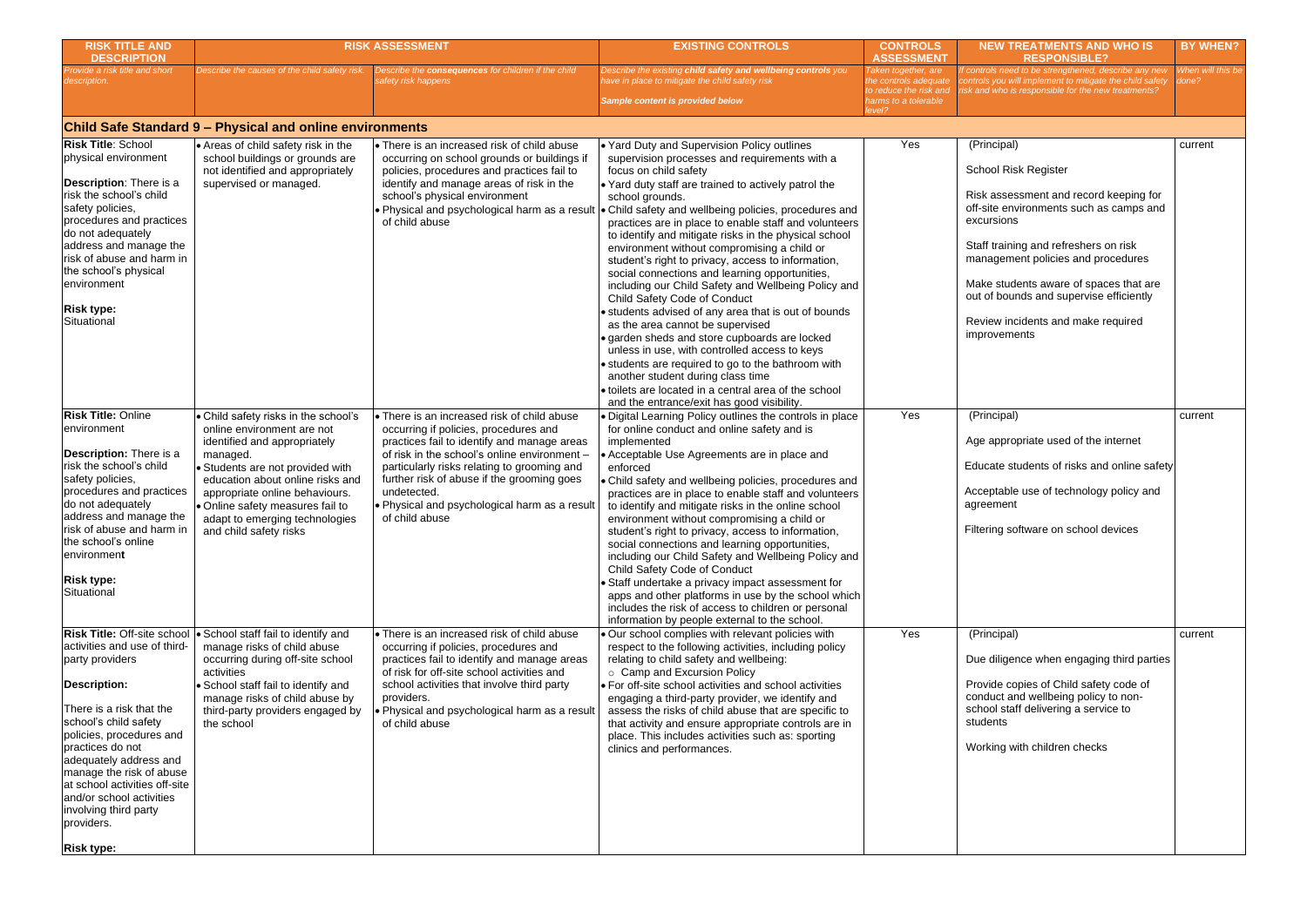| RISK TITLE AND DESCRIPTION | RISK ASSESSMENT | | EXISTING CONTROLS | CONTROLS ASSESSMENT | NEW TREATMENTS AND WHO IS RESPONSIBLE? | BY WHEN? |
|---|---|---|---|---|---|---|
| *Provide a risk title and short description.* | *Describe the causes of the child safety risk.* | *Describe the **consequences** for children if the child safety risk happens* | *Describe the existing **child safety and wellbeing controls** you have in place to mitigate the child safety risk*<br><br>*Sample content is provided below* | *Taken together, are the controls adequate to reduce the risk and harms to a tolerable level?* | *If controls need to be strengthened, describe any new controls you will implement to mitigate the child safety risk and who is responsible for the new treatments?* | *When will this be done?* |
| **Child Safe Standard 9 – Physical and online environments** | | | | | | |
| **Risk Title**: School physical environment<br><br>**Description**: There is a risk the school's child safety policies, procedures and practices do not adequately address and manage the risk of abuse and harm in the school's physical environment<br><br>**Risk type:** Situational | • Areas of child safety risk in the school buildings or grounds are not identified and appropriately supervised or managed. | • There is an increased risk of child abuse occurring on school grounds or buildings if policies, procedures and practices fail to identify and manage areas of risk in the school's physical environment<br>• Physical and psychological harm as a result of child abuse | • Yard Duty and Supervision Policy outlines supervision processes and requirements with a focus on child safety<br>• Yard duty staff are trained to actively patrol the school grounds.<br>• Child safety and wellbeing policies, procedures and practices are in place to enable staff and volunteers to identify and mitigate risks in the physical school environment without compromising a child or student's right to privacy, access to information, social connections and learning opportunities, including our Child Safety and Wellbeing Policy and Child Safety Code of Conduct<br>• students advised of any area that is out of bounds as the area cannot be supervised<br>• garden sheds and store cupboards are locked unless in use, with controlled access to keys<br>• students are required to go to the bathroom with another student during class time<br>• toilets are located in a central area of the school and the entrance/exit has good visibility. | Yes | (Principal)<br><br>School Risk Register<br><br>Risk assessment and record keeping for off-site environments such as camps and excursions<br><br>Staff training and refreshers on risk management policies and procedures<br><br>Make students aware of spaces that are out of bounds and supervise efficiently<br><br>Review incidents and make required improvements | current |
| **Risk Title:** Online environment<br><br>**Description:** There is a risk the school's child safety policies, procedures and practices do not adequately address and manage the risk of abuse and harm in the school's online environment<br><br>**Risk type:** Situational | • Child safety risks in the school's online environment are not identified and appropriately managed.<br>• Students are not provided with education about online risks and appropriate online behaviours.<br>• Online safety measures fail to adapt to emerging technologies and child safety risks | • There is an increased risk of child abuse occurring if policies, procedures and practices fail to identify and manage areas of risk in the school's online environment – particularly risks relating to grooming and further risk of abuse if the grooming goes undetected.<br>• Physical and psychological harm as a result of child abuse | • Digital Learning Policy outlines the controls in place for online conduct and online safety and is implemented<br>• Acceptable Use Agreements are in place and enforced<br>• Child safety and wellbeing policies, procedures and practices are in place to enable staff and volunteers to identify and mitigate risks in the online school environment without compromising a child or student's right to privacy, access to information, social connections and learning opportunities, including our Child Safety and Wellbeing Policy and Child Safety Code of Conduct<br>• Staff undertake a privacy impact assessment for apps and other platforms in use by the school which includes the risk of access to children or personal information by people external to the school. | Yes | (Principal)<br><br>Age appropriate used of the internet<br><br>Educate students of risks and online safety<br><br>Acceptable use of technology policy and agreement<br><br>Filtering software on school devices | current |
| **Risk Title:** Off-site school activities and use of third-party providers<br><br>**Description:**<br><br>There is a risk that the school's child safety policies, procedures and practices do not adequately address and manage the risk of abuse at school activities off-site and/or school activities involving third party providers.<br><br>**Risk type:** | • School staff fail to identify and manage risks of child abuse occurring during off-site school activities<br>• School staff fail to identify and manage risks of child abuse by third-party providers engaged by the school | • There is an increased risk of child abuse occurring if policies, procedures and practices fail to identify and manage areas of risk for off-site school activities and school activities that involve third party providers.<br>• Physical and psychological harm as a result of child abuse | • Our school complies with relevant policies with respect to the following activities, including policy relating to child safety and wellbeing:<br>○ Camp and Excursion Policy<br>• For off-site school activities and school activities engaging a third-party provider, we identify and assess the risks of child abuse that are specific to that activity and ensure appropriate controls are in place. This includes activities such as: sporting clinics and performances. | Yes | (Principal)<br><br>Due diligence when engaging third parties<br><br>Provide copies of Child safety code of conduct and wellbeing policy to non-school staff delivering a service to students<br><br>Working with children checks | current |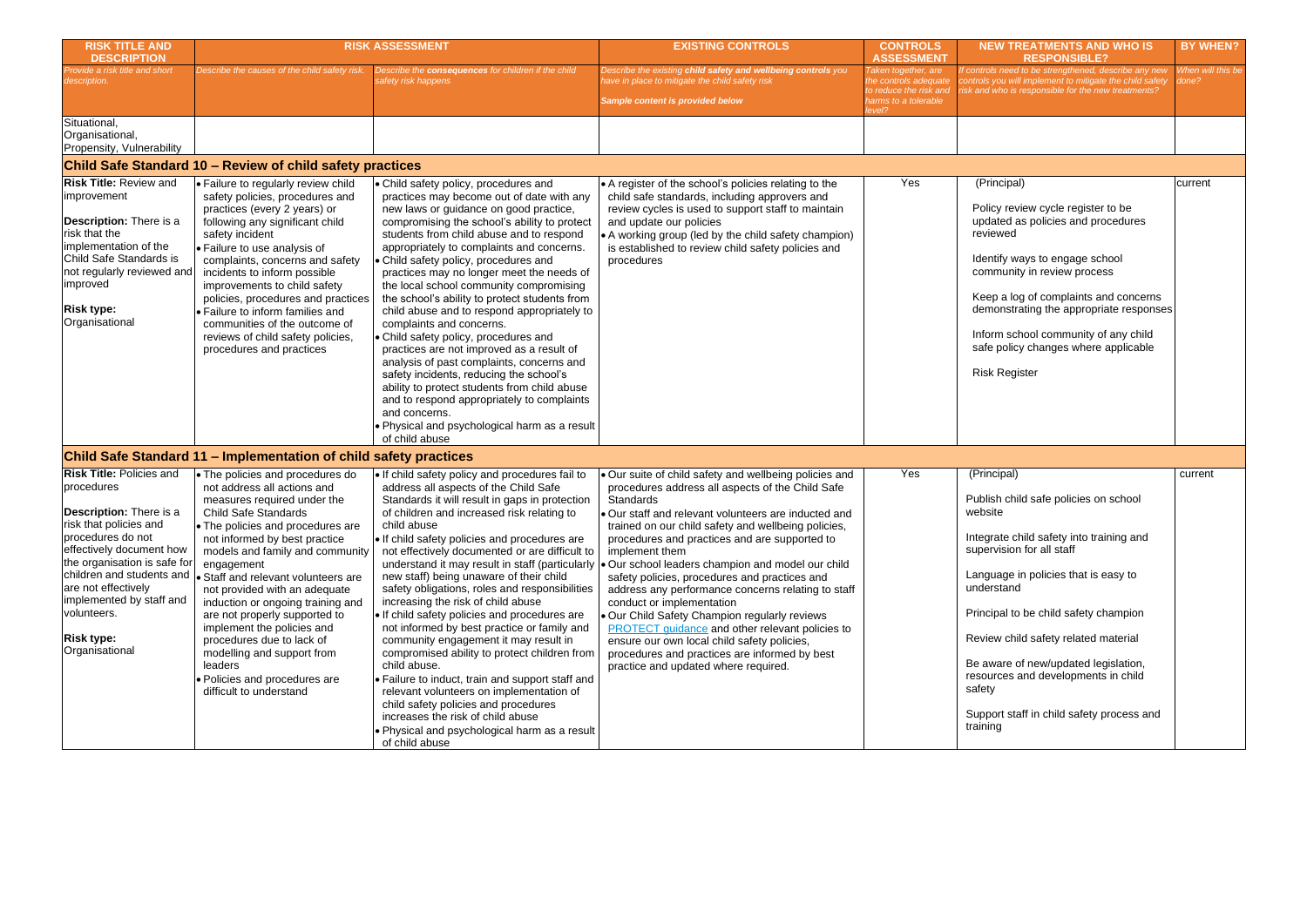| RISK TITLE AND DESCRIPTION | RISK ASSESSMENT | | EXISTING CONTROLS | CONTROLS ASSESSMENT | NEW TREATMENTS AND WHO IS RESPONSIBLE? | BY WHEN? |
|---|---|---|---|---|---|---|
| *Provide a risk title and short description.* | *Describe the causes of the child safety risk.* | *Describe the **consequences** for children if the child safety risk happens* | *Describe the existing **child safety and wellbeing controls** you have in place to mitigate the child safety risk*<br><br>***Sample content is provided below*** | *Taken together, are the controls adequate to reduce the risk and harms to a tolerable level?* | *If controls need to be strengthened, describe any new controls you will implement to mitigate the child safety risk and who is responsible for the new treatments?* | *When will this be done?* |
| Situational, Organisational, Propensity, Vulnerability | | | | | | |
| **Child Safe Standard 10 – Review of child safety practices** | | | | | | |
| **Risk Title:** Review and improvement<br><br>**Description:** There is a risk that the implementation of the Child Safe Standards is not regularly reviewed and improved<br><br>**Risk type:** Organisational | • Failure to regularly review child safety policies, procedures and practices (every 2 years) or following any significant child safety incident<br>• Failure to use analysis of complaints, concerns and safety incidents to inform possible improvements to child safety policies, procedures and practices<br>• Failure to inform families and communities of the outcome of reviews of child safety policies, procedures and practices | • Child safety policy, procedures and practices may become out of date with any new laws or guidance on good practice, compromising the school's ability to protect students from child abuse and to respond appropriately to complaints and concerns.<br>• Child safety policy, procedures and practices may no longer meet the needs of the local school community compromising the school's ability to protect students from child abuse and to respond appropriately to complaints and concerns.<br>• Child safety policy, procedures and practices are not improved as a result of analysis of past complaints, concerns and safety incidents, reducing the school's ability to protect students from child abuse and to respond appropriately to complaints and concerns.<br>• Physical and psychological harm as a result of child abuse | • A register of the school's policies relating to the child safe standards, including approvers and review cycles is used to support staff to maintain and update our policies<br>• A working group (led by the child safety champion) is established to review child safety policies and procedures | Yes | (Principal)<br><br>Policy review cycle register to be updated as policies and procedures reviewed<br><br>Identify ways to engage school community in review process<br><br>Keep a log of complaints and concerns demonstrating the appropriate responses<br><br>Inform school community of any child safe policy changes where applicable<br><br>Risk Register | current |
| **Child Safe Standard 11 – Implementation of child safety practices** | | | | | | |
| **Risk Title:** Policies and procedures<br><br>**Description:** There is a risk that policies and procedures do not effectively document how the organisation is safe for children and students and are not effectively implemented by staff and volunteers.<br><br>**Risk type:** Organisational | • The policies and procedures do not address all actions and measures required under the Child Safe Standards<br>• The policies and procedures are not informed by best practice models and family and community engagement<br>• Staff and relevant volunteers are not provided with an adequate induction or ongoing training and are not properly supported to implement the policies and procedures due to lack of modelling and support from leaders<br>• Policies and procedures are difficult to understand | • If child safety policy and procedures fail to address all aspects of the Child Safe Standards it will result in gaps in protection of children and increased risk relating to child abuse<br>• If child safety policies and procedures are not effectively documented or are difficult to understand it may result in staff (particularly new staff) being unaware of their child safety obligations, roles and responsibilities increasing the risk of child abuse<br>• If child safety policies and procedures are not informed by best practice or family and community engagement it may result in compromised ability to protect children from child abuse.<br>• Failure to induct, train and support staff and relevant volunteers on implementation of child safety policies and procedures increases the risk of child abuse<br>• Physical and psychological harm as a result of child abuse | • Our suite of child safety and wellbeing policies and procedures address all aspects of the Child Safe Standards<br>• Our staff and relevant volunteers are inducted and trained on our child safety and wellbeing policies, procedures and practices and are supported to implement them<br>• Our school leaders champion and model our child safety policies, procedures and practices and address any performance concerns relating to staff conduct or implementation<br>• Our Child Safety Champion regularly reviews PROTECT guidance and other relevant policies to ensure our own local child safety policies, procedures and practices are informed by best practice and updated where required. | Yes | (Principal)<br><br>Publish child safe policies on school website<br><br>Integrate child safety into training and supervision for all staff<br><br>Language in policies that is easy to understand<br><br>Principal to be child safety champion<br><br>Review child safety related material<br><br>Be aware of new/updated legislation, resources and developments in child safety<br><br>Support staff in child safety process and training | current |